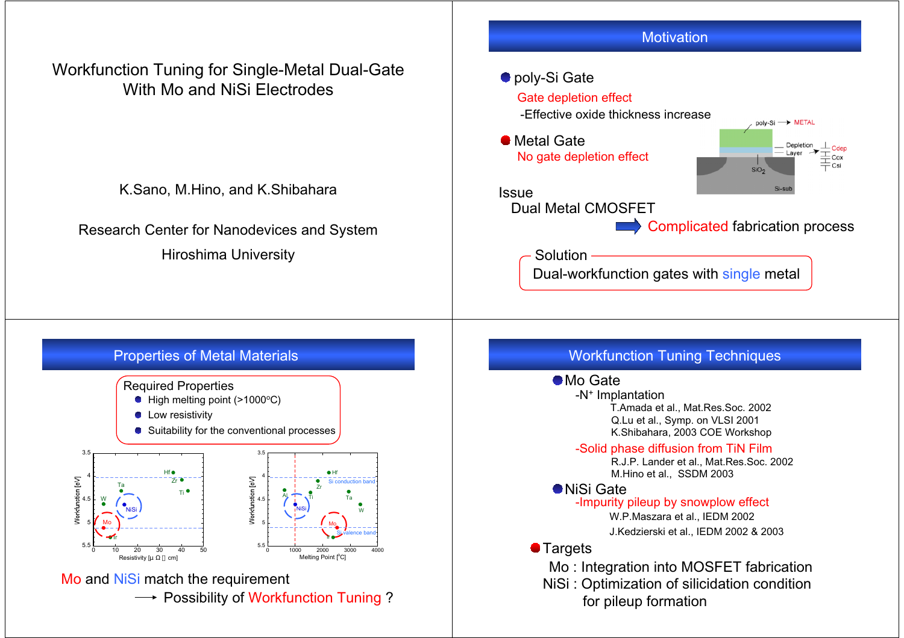# Workfunction Tuning for Single-Metal Dual-Gate With Mo and NiSi Electrodes

K.Sano, M.Hino, and K.Shibahara

Research Center for Nanodevices and System

Hiroshima University

## Motivation

- poly-Si Gate
  - Gate depletion effect
  - -Effective oxide thickness increase
- Metal Gate
  - No gate depletion effect

poly-Si → METAL

Depletion Layer

$SiO_2$

Si-sub

Cdep, Cox, Csi

Issue

Dual Metal CMOSFET

⇒ Complicated fabrication process

Solution

Dual-workfunction gates with single metal

## Properties of Metal Materials

Required Properties

- High melting point (>1000°C)
- Low resistivity
- Suitability for the conventional processes

Workfunction [eV] vs. Resistivity [μΩ cm]: Hf, Zr, Ti, Ta, W, NiSi, Mo, Ir

Workfunction [eV] vs. Melting Point [°C]: Hf, Si conduction band, Al, Zr, Ti, Ta, W, NiSi, Mo, Si valence band, Ir

Mo and NiSi match the requirement

→ Possibility of Workfunction Tuning ?

## Workfunction Tuning Techniques

- Mo Gate
  - $-N^+$ Implantation
    - T.Amada et al., Mat.Res.Soc. 2002
    - Q.Lu et al., Symp. on VLSI 2001
    - K.Shibahara, 2003 COE Workshop
  - -Solid phase diffusion from TiN Film
    - R.J.P. Lander et al., Mat.Res.Soc. 2002
    - M.Hino et al., SSDM 2003
- NiSi Gate
  - -Impurity pileup by snowplow effect
    - W.P.Maszara et al., IEDM 2002
    - J.Kedzierski et al., IEDM 2002 & 2003
- Targets
  - Mo : Integration into MOSFET fabrication
  - NiSi : Optimization of silicidation condition for pileup formation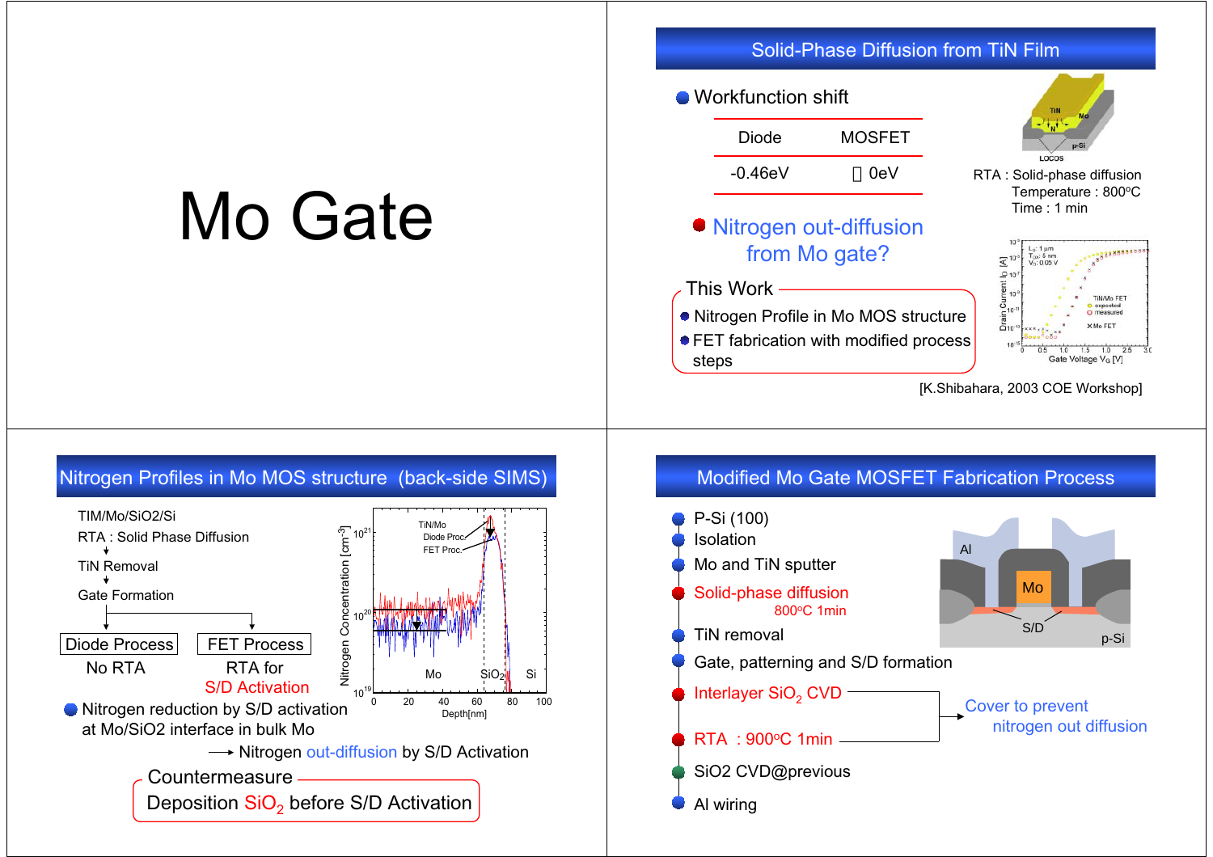# Mo Gate

## Solid-Phase Diffusion from TiN Film

- Workfunction shift

| Diode | MOSFET |
|---|---|
| -0.46eV | 0eV |

- Nitrogen out-diffusion from Mo gate?

**This Work**
- Nitrogen Profile in Mo MOS structure
- FET fabrication with modified process steps

RTA : Solid-phase diffusion
Temperature : 800°C
Time : 1 min

[K.Shibahara, 2003 COE Workshop]

## Nitrogen Profiles in Mo MOS structure (back-side SIMS)

TIM/Mo/SiO2/Si
RTA : Solid Phase Diffusion
↓
TiN Removal
↓
Gate Formation

| Diode Process | FET Process |
|---|---|
| No RTA | RTA for S/D Activation |

- Nitrogen reduction by S/D activation at Mo/SiO2 interface in bulk Mo

→ Nitrogen out-diffusion by S/D Activation

**Countermeasure**
Deposition $SiO_2$ before S/D Activation

## Modified Mo Gate MOSFET Fabrication Process

- P-Si (100)
- Isolation
- Mo and TiN sputter
- Solid-phase diffusion
  800°C 1min
- TiN removal
- Gate, patterning and S/D formation
- Interlayer $SiO_2$ CVD
- RTA : 900°C 1min
- SiO2 CVD@previous
- Al wiring

Interlayer $SiO_2$ CVD + RTA → Cover to prevent nitrogen out diffusion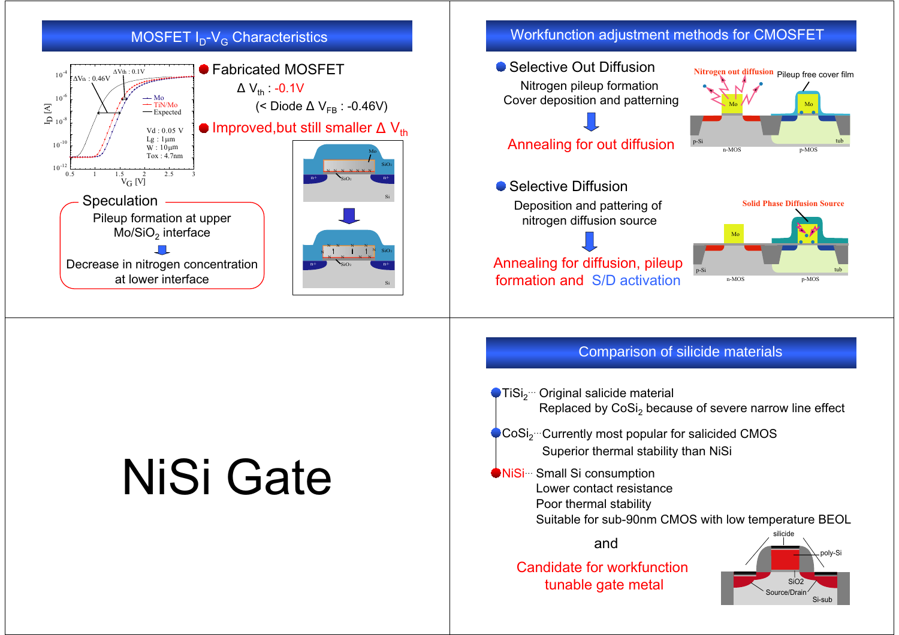## MOSFET $I_D$-$V_G$ Characteristics

- Fabricated MOSFET
  - $\Delta V_{th}$ : -0.1V
  - (< Diode $\Delta V_{FB}$ : -0.46V)
- Improved, but still smaller $\Delta V_{th}$

**Speculation**

Pileup formation at upper Mo/$SiO_2$ interface

↓

Decrease in nitrogen concentration at lower interface

## Workfunction adjustment methods for CMOSFET

- Selective Out Diffusion
  - Nitrogen pileup formation
  - Cover deposition and patterning
  - ↓
  - Annealing for out diffusion
- Selective Diffusion
  - Deposition and pattering of nitrogen diffusion source
  - ↓
  - Annealing for diffusion, pileup formation and S/D activation

# NiSi Gate

## Comparison of silicide materials

- $TiSi_2$… Original salicide material
  Replaced by $CoSi_2$ because of severe narrow line effect
- $CoSi_2$…Currently most popular for salicided CMOS
  Superior thermal stability than NiSi
- NiSi… Small Si consumption
  Lower contact resistance
  Poor thermal stability
  Suitable for sub-90nm CMOS with low temperature BEOL

and

Candidate for workfunction tunable gate metal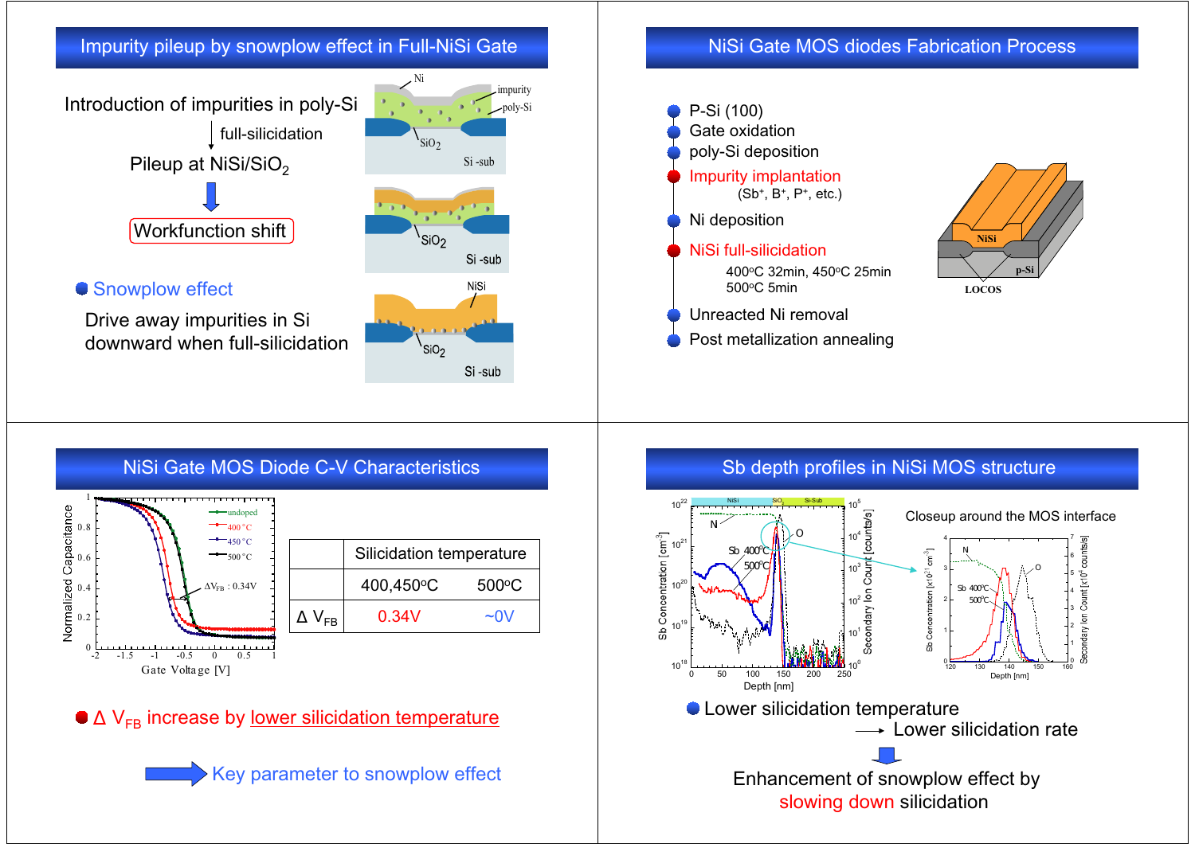## Impurity pileup by snowplow effect in Full-NiSi Gate

Introduction of impurities in poly-Si

↓ full-silicidation

Pileup at NiSi/$SiO_2$

⇓

Workfunction shift

- Snowplow effect

Drive away impurities in Si downward when full-silicidation

## NiSi Gate MOS diodes Fabrication Process

- P-Si (100)
- Gate oxidation
- poly-Si deposition
- Impurity implantation
  (Sb⁺, B⁺, P⁺, etc.)
- Ni deposition
- NiSi full-silicidation
  400°C 32min, 450°C 25min
  500°C 5min
- Unreacted Ni removal
- Post metallization annealing

## NiSi Gate MOS Diode C-V Characteristics

| | Silicidation temperature | |
|---|---|---|
| | 400,450°C | 500°C |
| $\Delta V_{FB}$ | 0.34V | ~0V |

- $\Delta V_{FB}$ increase by lower silicidation temperature

⇒ Key parameter to snowplow effect

## Sb depth profiles in NiSi MOS structure

Closeup around the MOS interface

- Lower silicidation temperature
  → Lower silicidation rate

⇓

Enhancement of snowplow effect by slowing down silicidation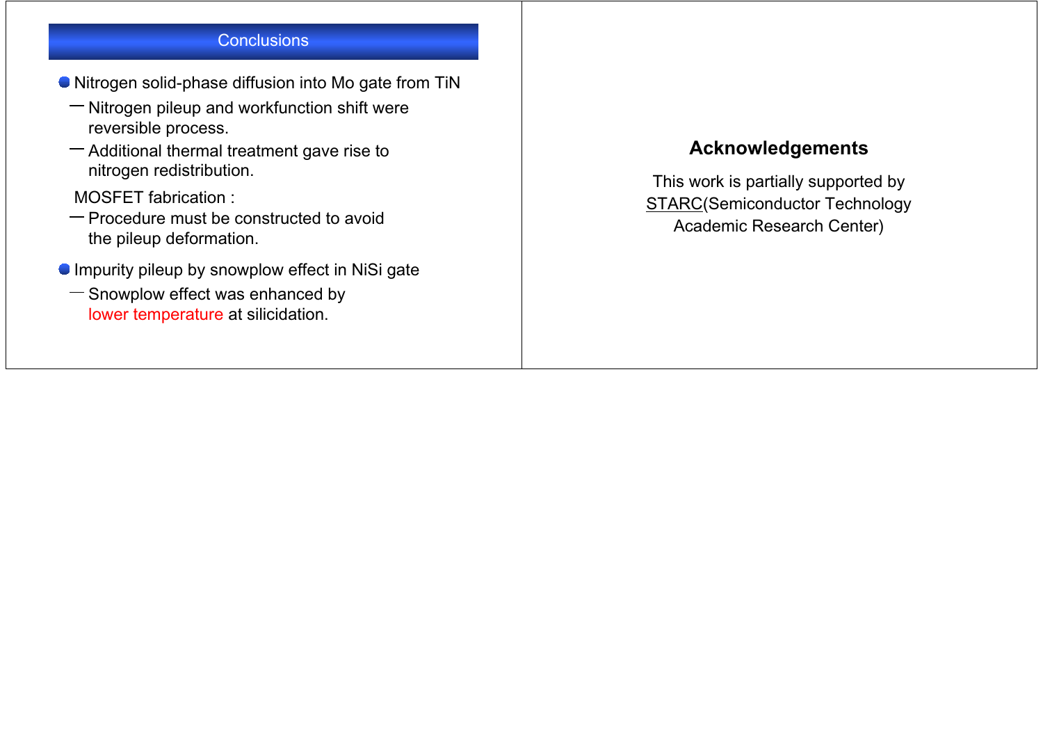## Conclusions

- Nitrogen solid-phase diffusion into Mo gate from TiN
  - Nitrogen pileup and workfunction shift were reversible process.
  - Additional thermal treatment gave rise to nitrogen redistribution.

  MOSFET fabrication :
  - Procedure must be constructed to avoid the pileup deformation.
- Impurity pileup by snowplow effect in NiSi gate
  - Snowplow effect was enhanced by lower temperature at silicidation.

## Acknowledgements

This work is partially supported by STARC(Semiconductor Technology Academic Research Center)